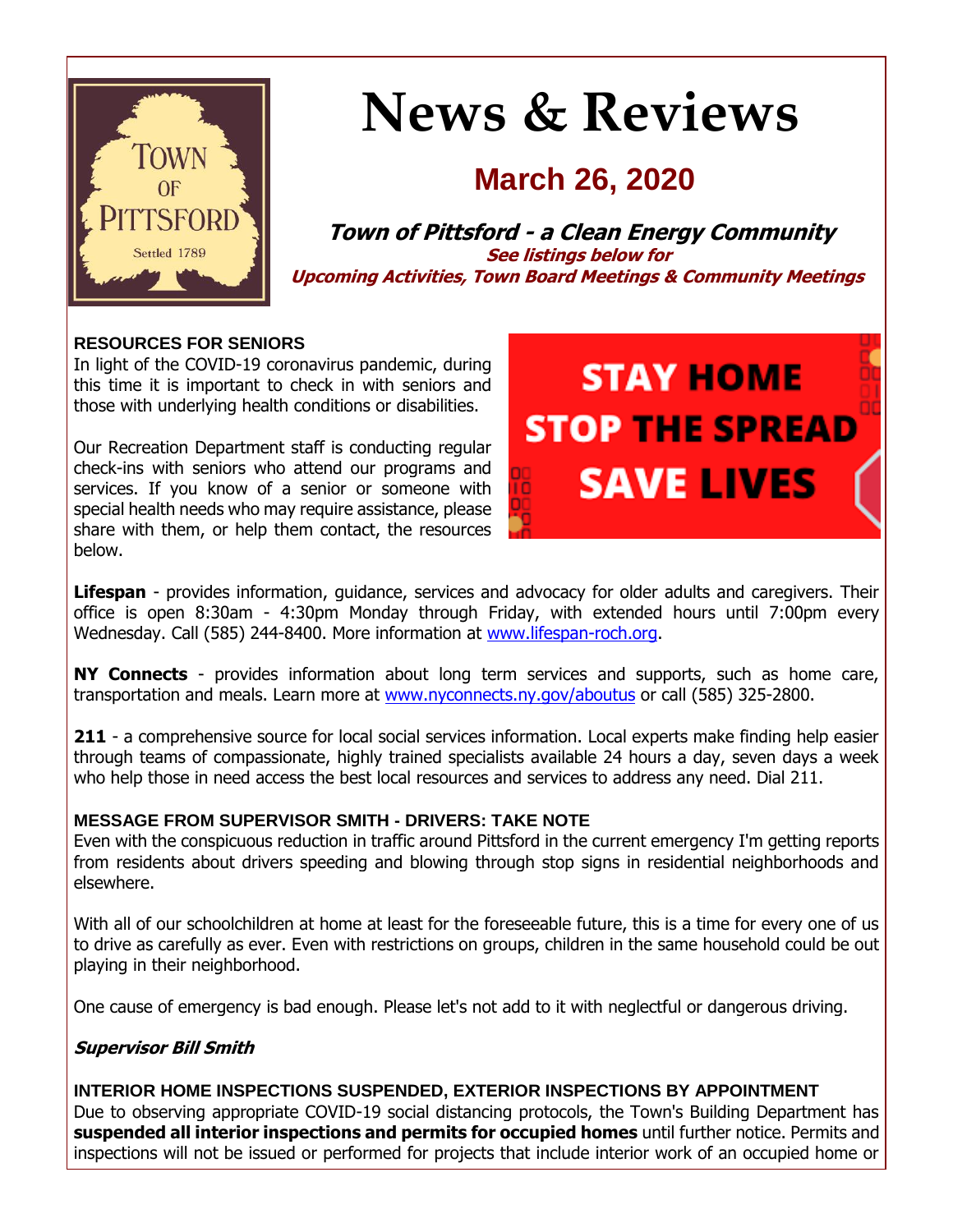# News & Reviews

## March 26, 2020

***Town of Pittsford - a Clean Energy Community***

***See listings below for Upcoming Activities, Town Board Meetings & Community Meetings***

**RESOURCES FOR SENIORS**

In light of the COVID-19 coronavirus pandemic, during this time it is important to check in with seniors and those with underlying health conditions or disabilities.

Our Recreation Department staff is conducting regular check-ins with seniors who attend our programs and services. If you know of a senior or someone with special health needs who may require assistance, please share with them, or help them contact, the resources below.

**Lifespan** - provides information, guidance, services and advocacy for older adults and caregivers. Their office is open 8:30am - 4:30pm Monday through Friday, with extended hours until 7:00pm every Wednesday. Call (585) 244-8400. More information at www.lifespan-roch.org.

**NY Connects** - provides information about long term services and supports, such as home care, transportation and meals. Learn more at www.nyconnects.ny.gov/aboutus or call (585) 325-2800.

**211** - a comprehensive source for local social services information. Local experts make finding help easier through teams of compassionate, highly trained specialists available 24 hours a day, seven days a week who help those in need access the best local resources and services to address any need. Dial 211.

**MESSAGE FROM SUPERVISOR SMITH - DRIVERS: TAKE NOTE**

Even with the conspicuous reduction in traffic around Pittsford in the current emergency I'm getting reports from residents about drivers speeding and blowing through stop signs in residential neighborhoods and elsewhere.

With all of our schoolchildren at home at least for the foreseeable future, this is a time for every one of us to drive as carefully as ever. Even with restrictions on groups, children in the same household could be out playing in their neighborhood.

One cause of emergency is bad enough. Please let's not add to it with neglectful or dangerous driving.

***Supervisor Bill Smith***

**INTERIOR HOME INSPECTIONS SUSPENDED, EXTERIOR INSPECTIONS BY APPOINTMENT**

Due to observing appropriate COVID-19 social distancing protocols, the Town's Building Department has **suspended all interior inspections and permits for occupied homes** until further notice. Permits and inspections will not be issued or performed for projects that include interior work of an occupied home or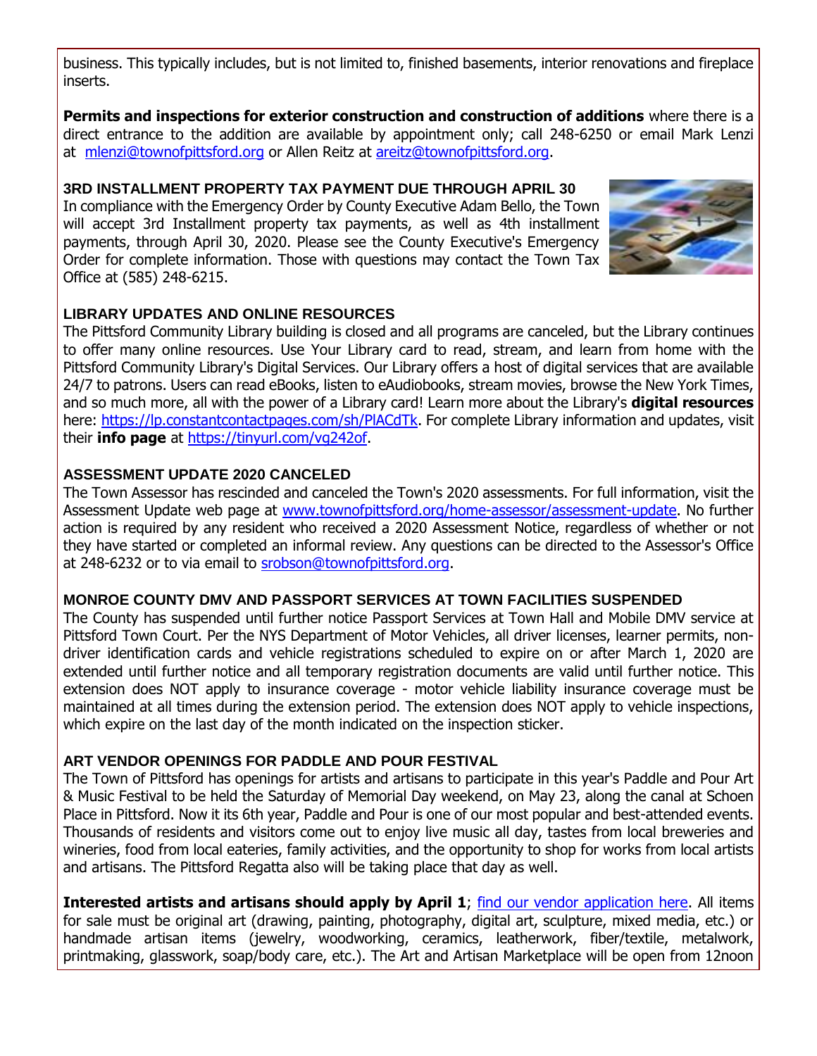business. This typically includes, but is not limited to, finished basements, interior renovations and fireplace inserts.

**Permits and inspections for exterior construction and construction of additions** where there is a direct entrance to the addition are available by appointment only; call 248-6250 or email Mark Lenzi at mlenzi@townofpittsford.org or Allen Reitz at areitz@townofpittsford.org.

### 3RD INSTALLMENT PROPERTY TAX PAYMENT DUE THROUGH APRIL 30

In compliance with the Emergency Order by County Executive Adam Bello, the Town will accept 3rd Installment property tax payments, as well as 4th installment payments, through April 30, 2020. Please see the County Executive's Emergency Order for complete information. Those with questions may contact the Town Tax Office at (585) 248-6215.

### LIBRARY UPDATES AND ONLINE RESOURCES

The Pittsford Community Library building is closed and all programs are canceled, but the Library continues to offer many online resources. Use Your Library card to read, stream, and learn from home with the Pittsford Community Library's Digital Services. Our Library offers a host of digital services that are available 24/7 to patrons. Users can read eBooks, listen to eAudiobooks, stream movies, browse the New York Times, and so much more, all with the power of a Library card! Learn more about the Library's **digital resources** here: https://lp.constantcontactpages.com/sh/PlACdTk. For complete Library information and updates, visit their **info page** at https://tinyurl.com/vq242of.

### ASSESSMENT UPDATE 2020 CANCELED

The Town Assessor has rescinded and canceled the Town's 2020 assessments. For full information, visit the Assessment Update web page at www.townofpittsford.org/home-assessor/assessment-update. No further action is required by any resident who received a 2020 Assessment Notice, regardless of whether or not they have started or completed an informal review. Any questions can be directed to the Assessor's Office at 248-6232 or to via email to srobson@townofpittsford.org.

### MONROE COUNTY DMV AND PASSPORT SERVICES AT TOWN FACILITIES SUSPENDED

The County has suspended until further notice Passport Services at Town Hall and Mobile DMV service at Pittsford Town Court. Per the NYS Department of Motor Vehicles, all driver licenses, learner permits, non-driver identification cards and vehicle registrations scheduled to expire on or after March 1, 2020 are extended until further notice and all temporary registration documents are valid until further notice. This extension does NOT apply to insurance coverage - motor vehicle liability insurance coverage must be maintained at all times during the extension period. The extension does NOT apply to vehicle inspections, which expire on the last day of the month indicated on the inspection sticker.

### ART VENDOR OPENINGS FOR PADDLE AND POUR FESTIVAL

The Town of Pittsford has openings for artists and artisans to participate in this year's Paddle and Pour Art & Music Festival to be held the Saturday of Memorial Day weekend, on May 23, along the canal at Schoen Place in Pittsford. Now it its 6th year, Paddle and Pour is one of our most popular and best-attended events. Thousands of residents and visitors come out to enjoy live music all day, tastes from local breweries and wineries, food from local eateries, family activities, and the opportunity to shop for works from local artists and artisans. The Pittsford Regatta also will be taking place that day as well.

**Interested artists and artisans should apply by April 1**; find our vendor application here. All items for sale must be original art (drawing, painting, photography, digital art, sculpture, mixed media, etc.) or handmade artisan items (jewelry, woodworking, ceramics, leatherwork, fiber/textile, metalwork, printmaking, glasswork, soap/body care, etc.). The Art and Artisan Marketplace will be open from 12noon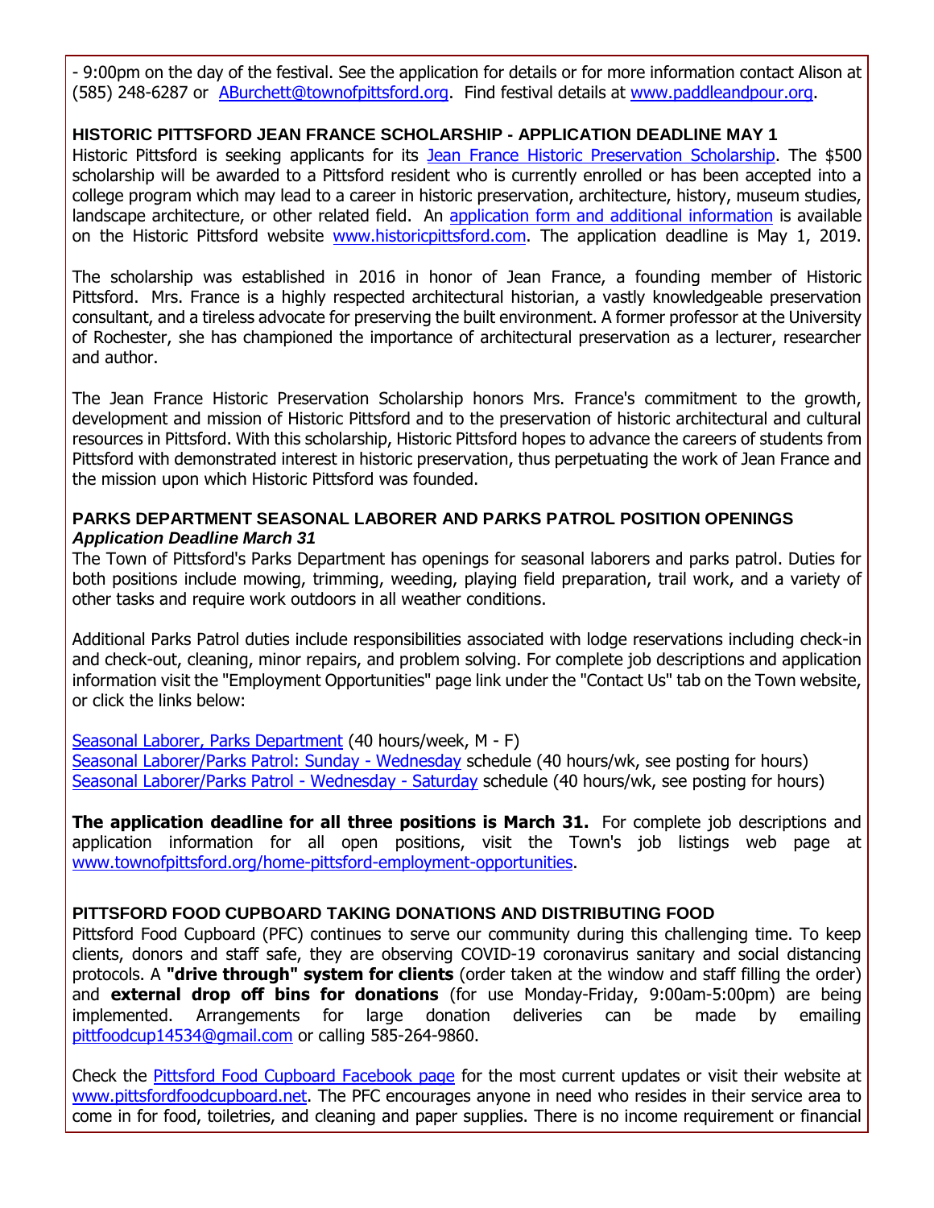- 9:00pm on the day of the festival. See the application for details or for more information contact Alison at (585) 248-6287 or ABurchett@townofpittsford.org. Find festival details at www.paddleandpour.org.

### HISTORIC PITTSFORD JEAN FRANCE SCHOLARSHIP - APPLICATION DEADLINE MAY 1

Historic Pittsford is seeking applicants for its Jean France Historic Preservation Scholarship. The $500 scholarship will be awarded to a Pittsford resident who is currently enrolled or has been accepted into a college program which may lead to a career in historic preservation, architecture, history, museum studies, landscape architecture, or other related field. An application form and additional information is available on the Historic Pittsford website www.historicpittsford.com. The application deadline is May 1, 2019.

The scholarship was established in 2016 in honor of Jean France, a founding member of Historic Pittsford. Mrs. France is a highly respected architectural historian, a vastly knowledgeable preservation consultant, and a tireless advocate for preserving the built environment. A former professor at the University of Rochester, she has championed the importance of architectural preservation as a lecturer, researcher and author.

The Jean France Historic Preservation Scholarship honors Mrs. France's commitment to the growth, development and mission of Historic Pittsford and to the preservation of historic architectural and cultural resources in Pittsford. With this scholarship, Historic Pittsford hopes to advance the careers of students from Pittsford with demonstrated interest in historic preservation, thus perpetuating the work of Jean France and the mission upon which Historic Pittsford was founded.

### PARKS DEPARTMENT SEASONAL LABORER AND PARKS PATROL POSITION OPENINGS

***Application Deadline March 31***

The Town of Pittsford's Parks Department has openings for seasonal laborers and parks patrol. Duties for both positions include mowing, trimming, weeding, playing field preparation, trail work, and a variety of other tasks and require work outdoors in all weather conditions.

Additional Parks Patrol duties include responsibilities associated with lodge reservations including check-in and check-out, cleaning, minor repairs, and problem solving. For complete job descriptions and application information visit the "Employment Opportunities" page link under the "Contact Us" tab on the Town website, or click the links below:

Seasonal Laborer, Parks Department (40 hours/week, M - F)
Seasonal Laborer/Parks Patrol: Sunday - Wednesday schedule (40 hours/wk, see posting for hours)
Seasonal Laborer/Parks Patrol - Wednesday - Saturday schedule (40 hours/wk, see posting for hours)

**The application deadline for all three positions is March 31.** For complete job descriptions and application information for all open positions, visit the Town's job listings web page at www.townofpittsford.org/home-pittsford-employment-opportunities.

### PITTSFORD FOOD CUPBOARD TAKING DONATIONS AND DISTRIBUTING FOOD

Pittsford Food Cupboard (PFC) continues to serve our community during this challenging time. To keep clients, donors and staff safe, they are observing COVID-19 coronavirus sanitary and social distancing protocols. A **"drive through" system for clients** (order taken at the window and staff filling the order) and **external drop off bins for donations** (for use Monday-Friday, 9:00am-5:00pm) are being implemented. Arrangements for large donation deliveries can be made by emailing pittfoodcup14534@gmail.com or calling 585-264-9860.

Check the Pittsford Food Cupboard Facebook page for the most current updates or visit their website at www.pittsfordfoodcupboard.net. The PFC encourages anyone in need who resides in their service area to come in for food, toiletries, and cleaning and paper supplies. There is no income requirement or financial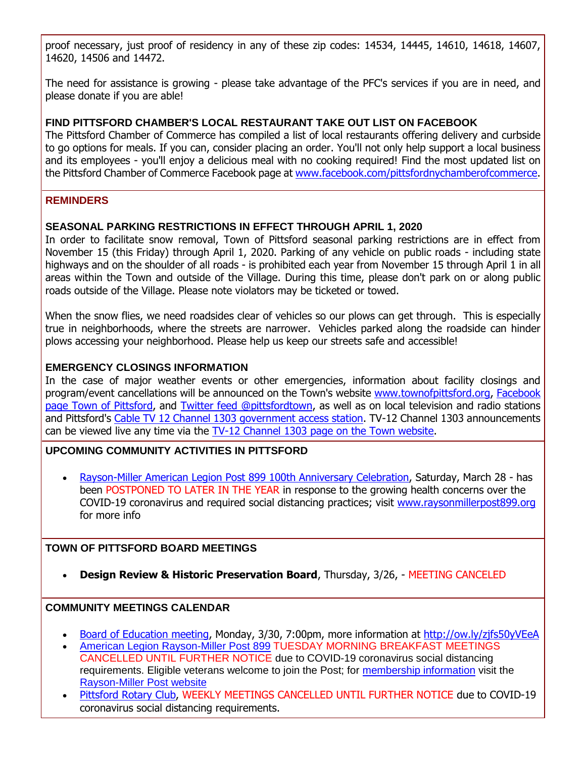proof necessary, just proof of residency in any of these zip codes: 14534, 14445, 14610, 14618, 14607, 14620, 14506 and 14472.

The need for assistance is growing - please take advantage of the PFC's services if you are in need, and please donate if you are able!

**FIND PITTSFORD CHAMBER'S LOCAL RESTAURANT TAKE OUT LIST ON FACEBOOK**

The Pittsford Chamber of Commerce has compiled a list of local restaurants offering delivery and curbside to go options for meals. If you can, consider placing an order. You'll not only help support a local business and its employees - you'll enjoy a delicious meal with no cooking required! Find the most updated list on the Pittsford Chamber of Commerce Facebook page at www.facebook.com/pittsfordnychamberofcommerce.

## REMINDERS

**SEASONAL PARKING RESTRICTIONS IN EFFECT THROUGH APRIL 1, 2020**

In order to facilitate snow removal, Town of Pittsford seasonal parking restrictions are in effect from November 15 (this Friday) through April 1, 2020. Parking of any vehicle on public roads - including state highways and on the shoulder of all roads - is prohibited each year from November 15 through April 1 in all areas within the Town and outside of the Village. During this time, please don't park on or along public roads outside of the Village. Please note violators may be ticketed or towed.

When the snow flies, we need roadsides clear of vehicles so our plows can get through. This is especially true in neighborhoods, where the streets are narrower. Vehicles parked along the roadside can hinder plows accessing your neighborhood. Please help us keep our streets safe and accessible!

**EMERGENCY CLOSINGS INFORMATION**

In the case of major weather events or other emergencies, information about facility closings and program/event cancellations will be announced on the Town's website www.townofpittsford.org, Facebook page Town of Pittsford, and Twitter feed @pittsfordtown, as well as on local television and radio stations and Pittsford's Cable TV 12 Channel 1303 government access station. TV-12 Channel 1303 announcements can be viewed live any time via the TV-12 Channel 1303 page on the Town website.

## UPCOMING COMMUNITY ACTIVITIES IN PITTSFORD

- Rayson-Miller American Legion Post 899 100th Anniversary Celebration, Saturday, March 28 - has been POSTPONED TO LATER IN THE YEAR in response to the growing health concerns over the COVID-19 coronavirus and required social distancing practices; visit www.raysonmillerpost899.org for more info

## TOWN OF PITTSFORD BOARD MEETINGS

- **Design Review & Historic Preservation Board**, Thursday, 3/26, - MEETING CANCELED

## COMMUNITY MEETINGS CALENDAR

- Board of Education meeting, Monday, 3/30, 7:00pm, more information at http://ow.ly/zjfs50yVEeA
- American Legion Rayson-Miller Post 899 TUESDAY MORNING BREAKFAST MEETINGS CANCELLED UNTIL FURTHER NOTICE due to COVID-19 coronavirus social distancing requirements. Eligible veterans welcome to join the Post; for membership information visit the Rayson-Miller Post website
- Pittsford Rotary Club, WEEKLY MEETINGS CANCELLED UNTIL FURTHER NOTICE due to COVID-19 coronavirus social distancing requirements.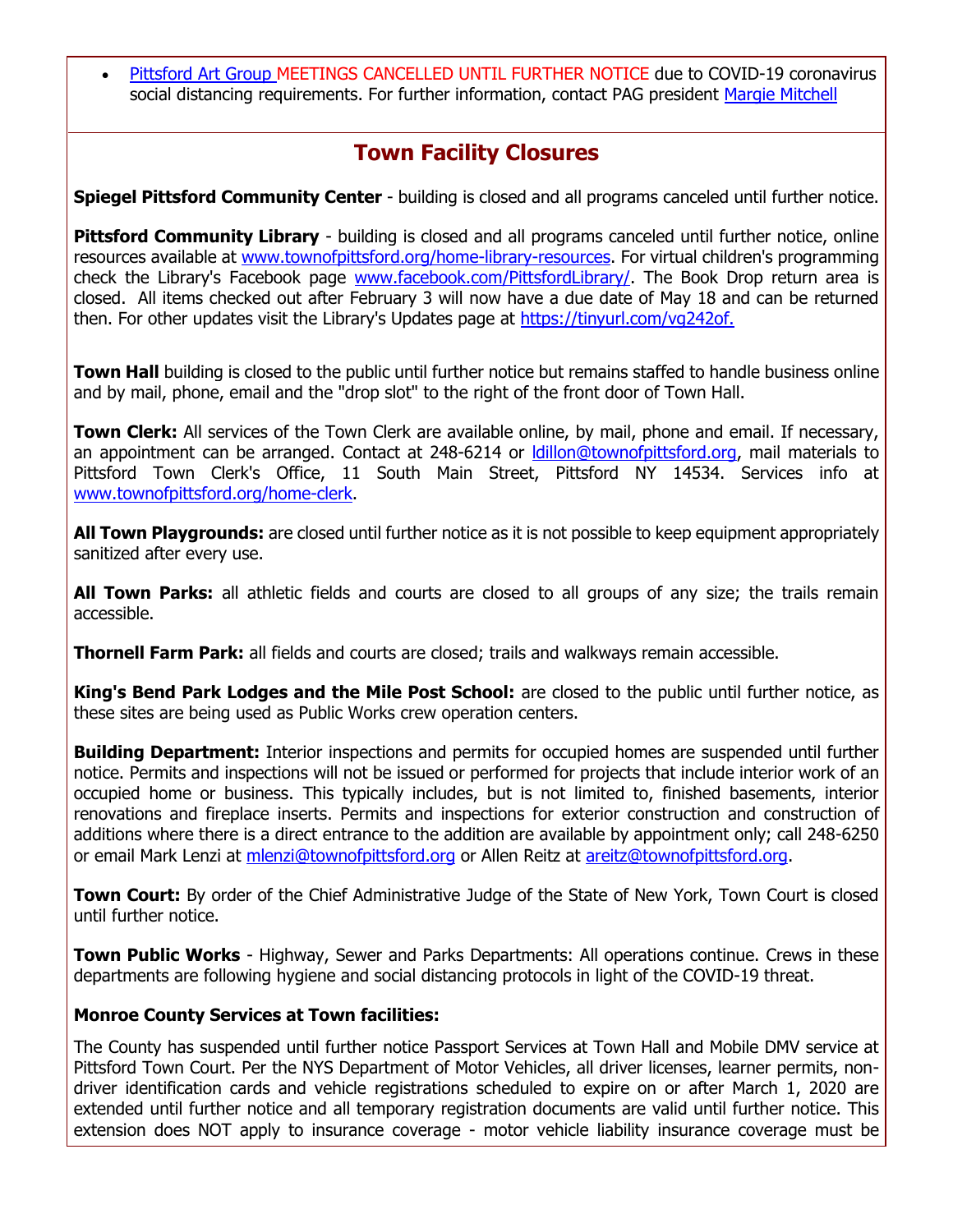- Pittsford Art Group MEETINGS CANCELLED UNTIL FURTHER NOTICE due to COVID-19 coronavirus social distancing requirements. For further information, contact PAG president Margie Mitchell

## Town Facility Closures

**Spiegel Pittsford Community Center** - building is closed and all programs canceled until further notice.

**Pittsford Community Library** - building is closed and all programs canceled until further notice, online resources available at www.townofpittsford.org/home-library-resources. For virtual children's programming check the Library's Facebook page www.facebook.com/PittsfordLibrary/. The Book Drop return area is closed. All items checked out after February 3 will now have a due date of May 18 and can be returned then. For other updates visit the Library's Updates page at https://tinyurl.com/vq242of.

**Town Hall** building is closed to the public until further notice but remains staffed to handle business online and by mail, phone, email and the "drop slot" to the right of the front door of Town Hall.

**Town Clerk:** All services of the Town Clerk are available online, by mail, phone and email. If necessary, an appointment can be arranged. Contact at 248-6214 or ldillon@townofpittsford.org, mail materials to Pittsford Town Clerk's Office, 11 South Main Street, Pittsford NY 14534. Services info at www.townofpittsford.org/home-clerk.

**All Town Playgrounds:** are closed until further notice as it is not possible to keep equipment appropriately sanitized after every use.

**All Town Parks:** all athletic fields and courts are closed to all groups of any size; the trails remain accessible.

**Thornell Farm Park:** all fields and courts are closed; trails and walkways remain accessible.

**King's Bend Park Lodges and the Mile Post School:** are closed to the public until further notice, as these sites are being used as Public Works crew operation centers.

**Building Department:** Interior inspections and permits for occupied homes are suspended until further notice. Permits and inspections will not be issued or performed for projects that include interior work of an occupied home or business. This typically includes, but is not limited to, finished basements, interior renovations and fireplace inserts. Permits and inspections for exterior construction and construction of additions where there is a direct entrance to the addition are available by appointment only; call 248-6250 or email Mark Lenzi at mlenzi@townofpittsford.org or Allen Reitz at areitz@townofpittsford.org.

**Town Court:** By order of the Chief Administrative Judge of the State of New York, Town Court is closed until further notice.

**Town Public Works** - Highway, Sewer and Parks Departments: All operations continue. Crews in these departments are following hygiene and social distancing protocols in light of the COVID-19 threat.

**Monroe County Services at Town facilities:**

The County has suspended until further notice Passport Services at Town Hall and Mobile DMV service at Pittsford Town Court. Per the NYS Department of Motor Vehicles, all driver licenses, learner permits, non-driver identification cards and vehicle registrations scheduled to expire on or after March 1, 2020 are extended until further notice and all temporary registration documents are valid until further notice. This extension does NOT apply to insurance coverage - motor vehicle liability insurance coverage must be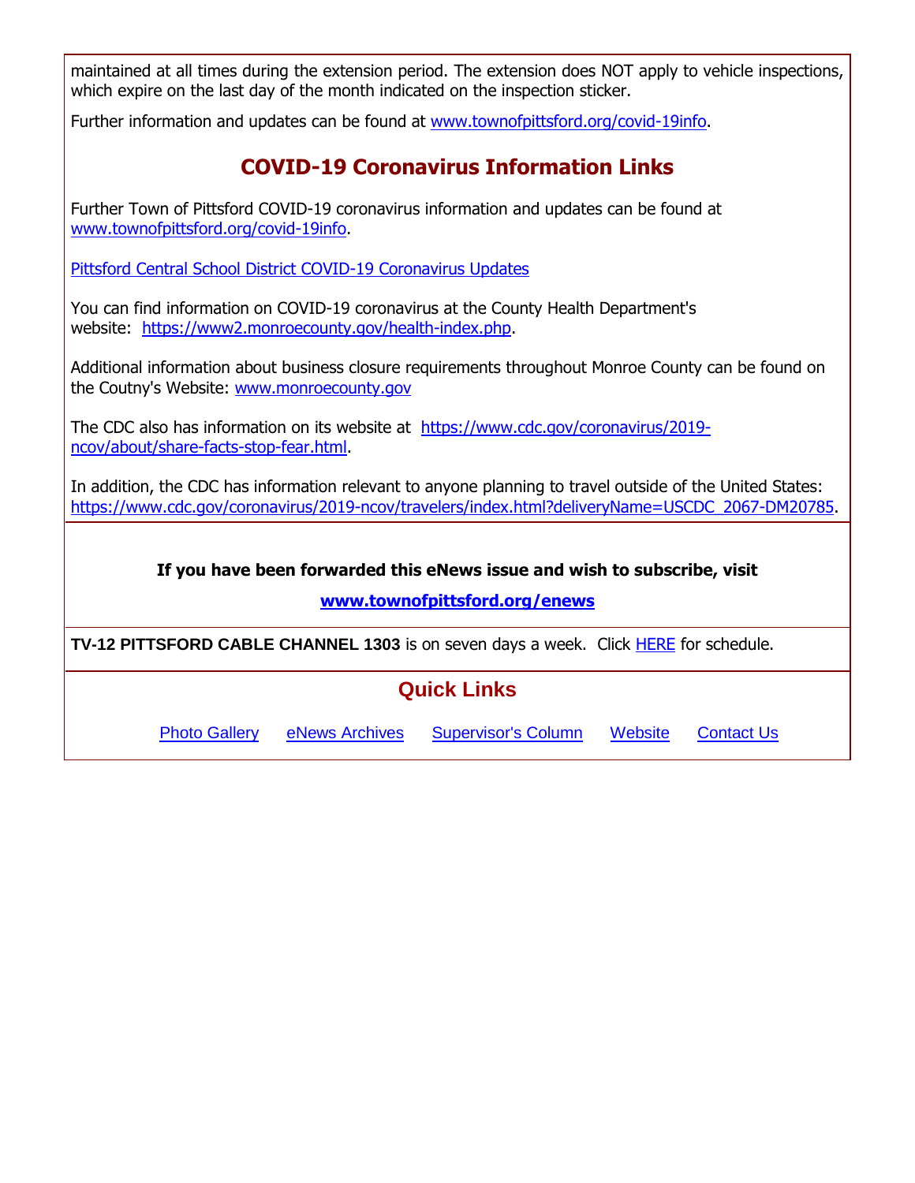maintained at all times during the extension period. The extension does NOT apply to vehicle inspections, which expire on the last day of the month indicated on the inspection sticker.

Further information and updates can be found at www.townofpittsford.org/covid-19info.

## COVID-19 Coronavirus Information Links

Further Town of Pittsford COVID-19 coronavirus information and updates can be found at www.townofpittsford.org/covid-19info.

Pittsford Central School District COVID-19 Coronavirus Updates

You can find information on COVID-19 coronavirus at the County Health Department's website: https://www2.monroecounty.gov/health-index.php.

Additional information about business closure requirements throughout Monroe County can be found on the Coutny's Website: www.monroecounty.gov

The CDC also has information on its website at https://www.cdc.gov/coronavirus/2019-ncov/about/share-facts-stop-fear.html.

In addition, the CDC has information relevant to anyone planning to travel outside of the United States: https://www.cdc.gov/coronavirus/2019-ncov/travelers/index.html?deliveryName=USCDC_2067-DM20785.

**If you have been forwarded this eNews issue and wish to subscribe, visit**

**www.townofpittsford.org/enews**

**TV-12 PITTSFORD CABLE CHANNEL 1303** is on seven days a week. Click HERE for schedule.

## Quick Links

Photo Gallery    eNews Archives    Supervisor's Column    Website    Contact Us